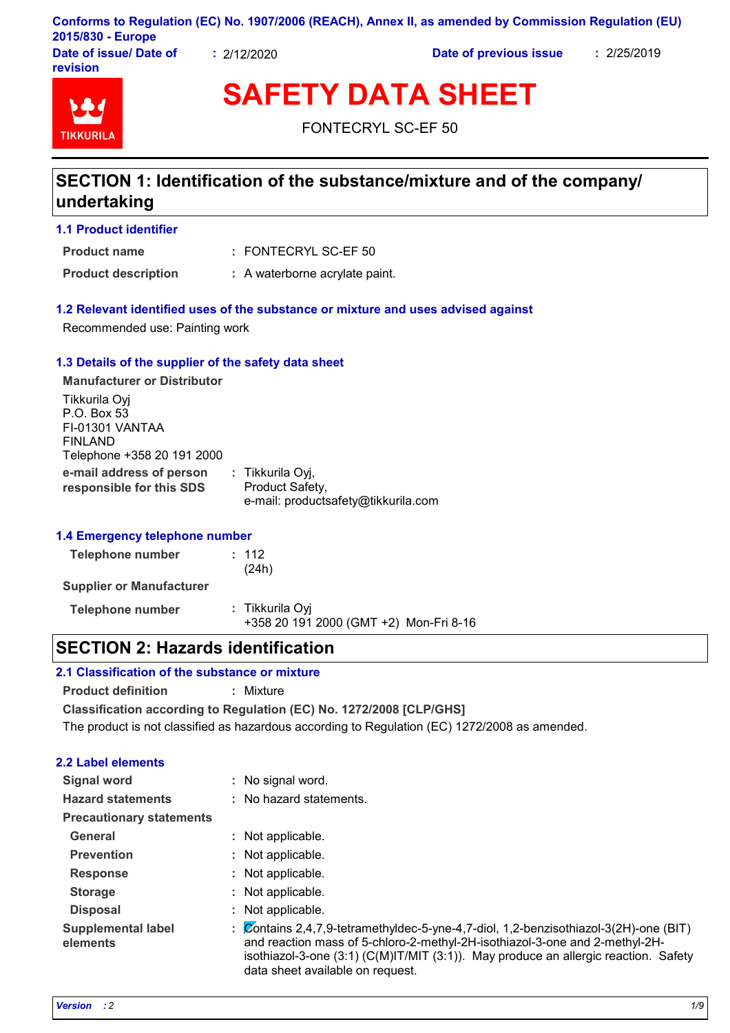Conforms to Regulation (EC) No. 1907/2006 (REACH), Annex II, as amended by Commission Regulation (EU) 2015/830 - Europe

**Date of issue/ Date of revision** : 2/12/2020 **Date of previous issue** : 2/25/2019

TIKKURILA

# SAFETY DATA SHEET

FONTECRYL SC-EF 50

## SECTION 1: Identification of the substance/mixture and of the company/undertaking

### 1.1 Product identifier

**Product name** : FONTECRYL SC-EF 50

**Product description** : A waterborne acrylate paint.

### 1.2 Relevant identified uses of the substance or mixture and uses advised against

Recommended use: Painting work

### 1.3 Details of the supplier of the safety data sheet

**Manufacturer or Distributor**

Tikkurila Oyj
P.O. Box 53
FI-01301 VANTAA
FINLAND
Telephone +358 20 191 2000

**e-mail address of person responsible for this SDS** : Tikkurila Oyj,
Product Safety,
e-mail: productsafety@tikkurila.com

### 1.4 Emergency telephone number

**Telephone number** : 112
(24h)

**Supplier or Manufacturer**

**Telephone number** : Tikkurila Oyj
+358 20 191 2000 (GMT +2) Mon-Fri 8-16

## SECTION 2: Hazards identification

### 2.1 Classification of the substance or mixture

**Product definition** : Mixture

**Classification according to Regulation (EC) No. 1272/2008 [CLP/GHS]**

The product is not classified as hazardous according to Regulation (EC) 1272/2008 as amended.

### 2.2 Label elements

**Signal word** : No signal word.

**Hazard statements** : No hazard statements.

**Precautionary statements**

**General** : Not applicable.

**Prevention** : Not applicable.

**Response** : Not applicable.

**Storage** : Not applicable.

**Disposal** : Not applicable.

**Supplemental label elements** : Contains 2,4,7,9-tetramethyldec-5-yne-4,7-diol, 1,2-benzisothiazol-3(2H)-one (BIT) and reaction mass of 5-chloro-2-methyl-2H-isothiazol-3-one and 2-methyl-2H-isothiazol-3-one (3:1) (C(M)IT/MIT (3:1)). May produce an allergic reaction. Safety data sheet available on request.

*Version* : 2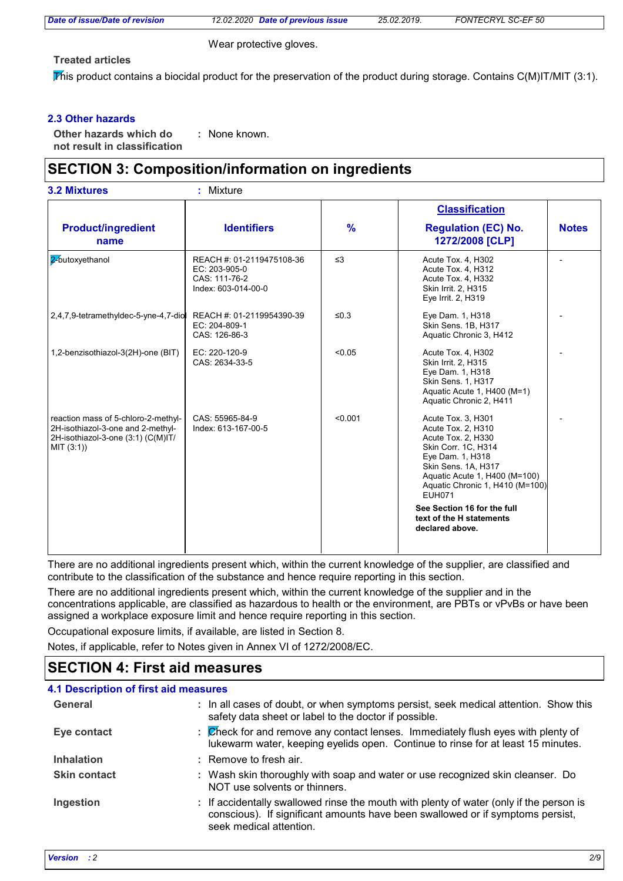Wear protective gloves.

**Treated articles**

This product contains a biocidal product for the preservation of the product during storage. Contains C(M)IT/MIT (3:1).

### 2.3 Other hazards

**Other hazards which do not result in classification** : None known.

## SECTION 3: Composition/information on ingredients

**3.2 Mixtures** : Mixture

| Product/ingredient name | Identifiers | % | Classification<br>Regulation (EC) No. 1272/2008 [CLP] | Notes |
|---|---|---|---|---|
| 2-butoxyethanol | REACH #: 01-2119475108-36<br>EC: 203-905-0<br>CAS: 111-76-2<br>Index: 603-014-00-0 | ≤3 | Acute Tox. 4, H302<br>Acute Tox. 4, H312<br>Acute Tox. 4, H332<br>Skin Irrit. 2, H315<br>Eye Irrit. 2, H319 | - |
| 2,4,7,9-tetramethyldec-5-yne-4,7-diol | REACH #: 01-2119954390-39<br>EC: 204-809-1<br>CAS: 126-86-3 | ≤0.3 | Eye Dam. 1, H318<br>Skin Sens. 1B, H317<br>Aquatic Chronic 3, H412 | - |
| 1,2-benzisothiazol-3(2H)-one (BIT) | EC: 220-120-9<br>CAS: 2634-33-5 | <0.05 | Acute Tox. 4, H302<br>Skin Irrit. 2, H315<br>Eye Dam. 1, H318<br>Skin Sens. 1, H317<br>Aquatic Acute 1, H400 (M=1)<br>Aquatic Chronic 2, H411 | - |
| reaction mass of 5-chloro-2-methyl-2H-isothiazol-3-one and 2-methyl-2H-isothiazol-3-one (3:1) (C(M)IT/MIT (3:1)) | CAS: 55965-84-9<br>Index: 613-167-00-5 | <0.001 | Acute Tox. 3, H301<br>Acute Tox. 2, H310<br>Acute Tox. 2, H330<br>Skin Corr. 1C, H314<br>Eye Dam. 1, H318<br>Skin Sens. 1A, H317<br>Aquatic Acute 1, H400 (M=100)<br>Aquatic Chronic 1, H410 (M=100)<br>EUH071<br>**See Section 16 for the full text of the H statements declared above.** | - |

There are no additional ingredients present which, within the current knowledge of the supplier, are classified and contribute to the classification of the substance and hence require reporting in this section.

There are no additional ingredients present which, within the current knowledge of the supplier and in the concentrations applicable, are classified as hazardous to health or the environment, are PBTs or vPvBs or have been assigned a workplace exposure limit and hence require reporting in this section.

Occupational exposure limits, if available, are listed in Section 8.

Notes, if applicable, refer to Notes given in Annex VI of 1272/2008/EC.

## SECTION 4: First aid measures

### 4.1 Description of first aid measures

**General** : In all cases of doubt, or when symptoms persist, seek medical attention. Show this safety data sheet or label to the doctor if possible.

**Eye contact** : Check for and remove any contact lenses. Immediately flush eyes with plenty of lukewarm water, keeping eyelids open. Continue to rinse for at least 15 minutes.

**Inhalation** : Remove to fresh air.

**Skin contact** : Wash skin thoroughly with soap and water or use recognized skin cleanser. Do NOT use solvents or thinners.

**Ingestion** : If accidentally swallowed rinse the mouth with plenty of water (only if the person is conscious). If significant amounts have been swallowed or if symptoms persist, seek medical attention.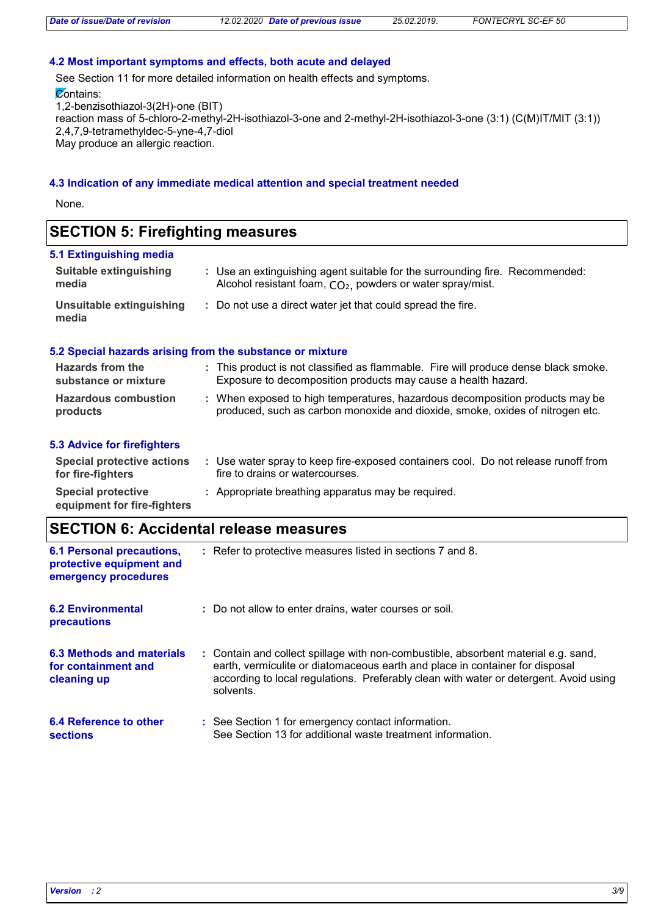### 4.2 Most important symptoms and effects, both acute and delayed

See Section 11 for more detailed information on health effects and symptoms.

Contains:
1,2-benzisothiazol-3(2H)-one (BIT)
reaction mass of 5-chloro-2-methyl-2H-isothiazol-3-one and 2-methyl-2H-isothiazol-3-one (3:1) (C(M)IT/MIT (3:1))
2,4,7,9-tetramethyldec-5-yne-4,7-diol
May produce an allergic reaction.

### 4.3 Indication of any immediate medical attention and special treatment needed

None.

## SECTION 5: Firefighting measures

### 5.1 Extinguishing media

**Suitable extinguishing media** : Use an extinguishing agent suitable for the surrounding fire. Recommended: Alcohol resistant foam, $CO_2$, powders or water spray/mist.

**Unsuitable extinguishing media** : Do not use a direct water jet that could spread the fire.

### 5.2 Special hazards arising from the substance or mixture

**Hazards from the substance or mixture** : This product is not classified as flammable. Fire will produce dense black smoke. Exposure to decomposition products may cause a health hazard.

**Hazardous combustion products** : When exposed to high temperatures, hazardous decomposition products may be produced, such as carbon monoxide and dioxide, smoke, oxides of nitrogen etc.

### 5.3 Advice for firefighters

**Special protective actions for fire-fighters** : Use water spray to keep fire-exposed containers cool. Do not release runoff from fire to drains or watercourses.

**Special protective equipment for fire-fighters** : Appropriate breathing apparatus may be required.

## SECTION 6: Accidental release measures

**6.1 Personal precautions, protective equipment and emergency procedures** : Refer to protective measures listed in sections 7 and 8.

**6.2 Environmental precautions** : Do not allow to enter drains, water courses or soil.

**6.3 Methods and materials for containment and cleaning up** : Contain and collect spillage with non-combustible, absorbent material e.g. sand, earth, vermiculite or diatomaceous earth and place in container for disposal according to local regulations. Preferably clean with water or detergent. Avoid using solvents.

**6.4 Reference to other sections** : See Section 1 for emergency contact information.
See Section 13 for additional waste treatment information.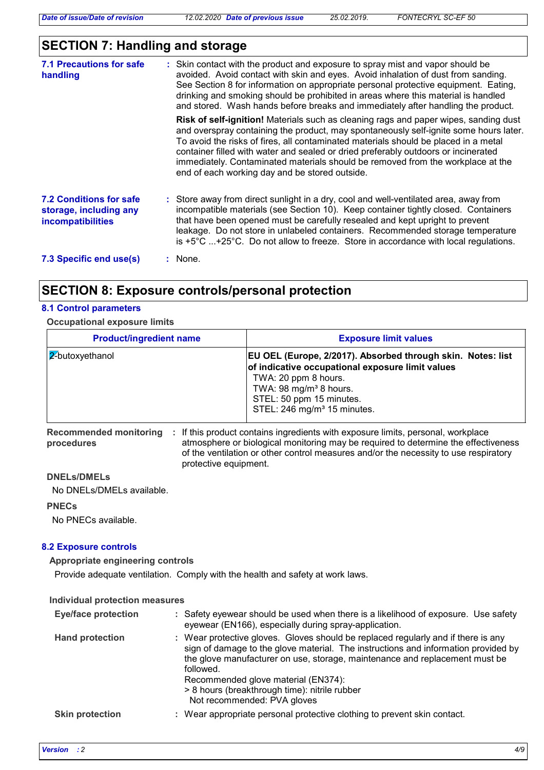## SECTION 7: Handling and storage

**7.1 Precautions for safe handling** : Skin contact with the product and exposure to spray mist and vapor should be avoided. Avoid contact with skin and eyes. Avoid inhalation of dust from sanding. See Section 8 for information on appropriate personal protective equipment. Eating, drinking and smoking should be prohibited in areas where this material is handled and stored. Wash hands before breaks and immediately after handling the product.

**Risk of self-ignition!** Materials such as cleaning rags and paper wipes, sanding dust and overspray containing the product, may spontaneously self-ignite some hours later. To avoid the risks of fires, all contaminated materials should be placed in a metal container filled with water and sealed or dried preferably outdoors or incinerated immediately. Contaminated materials should be removed from the workplace at the end of each working day and be stored outside.

**7.2 Conditions for safe storage, including any incompatibilities** : Store away from direct sunlight in a dry, cool and well-ventilated area, away from incompatible materials (see Section 10). Keep container tightly closed. Containers that have been opened must be carefully resealed and kept upright to prevent leakage. Do not store in unlabeled containers. Recommended storage temperature is +5°C ...+25°C. Do not allow to freeze. Store in accordance with local regulations.

**7.3 Specific end use(s)** : None.

## SECTION 8: Exposure controls/personal protection

### 8.1 Control parameters

**Occupational exposure limits**

| Product/ingredient name | Exposure limit values |
|---|---|
| 2-butoxyethanol | **EU OEL (Europe, 2/2017). Absorbed through skin. Notes: list of indicative occupational exposure limit values**<br>TWA: 20 ppm 8 hours.<br>TWA: 98 mg/m³ 8 hours.<br>STEL: 50 ppm 15 minutes.<br>STEL: 246 mg/m³ 15 minutes. |

**Recommended monitoring procedures** : If this product contains ingredients with exposure limits, personal, workplace atmosphere or biological monitoring may be required to determine the effectiveness of the ventilation or other control measures and/or the necessity to use respiratory protective equipment.

**DNELs/DMELs**

No DNELs/DMELs available.

**PNECs**

No PNECs available.

### 8.2 Exposure controls

**Appropriate engineering controls**

Provide adequate ventilation. Comply with the health and safety at work laws.

**Individual protection measures**

**Eye/face protection** : Safety eyewear should be used when there is a likelihood of exposure. Use safety eyewear (EN166), especially during spray-application.

**Hand protection** : Wear protective gloves. Gloves should be replaced regularly and if there is any sign of damage to the glove material. The instructions and information provided by the glove manufacturer on use, storage, maintenance and replacement must be followed.
Recommended glove material (EN374):
> 8 hours (breakthrough time): nitrile rubber
Not recommended: PVA gloves

**Skin protection** : Wear appropriate personal protective clothing to prevent skin contact.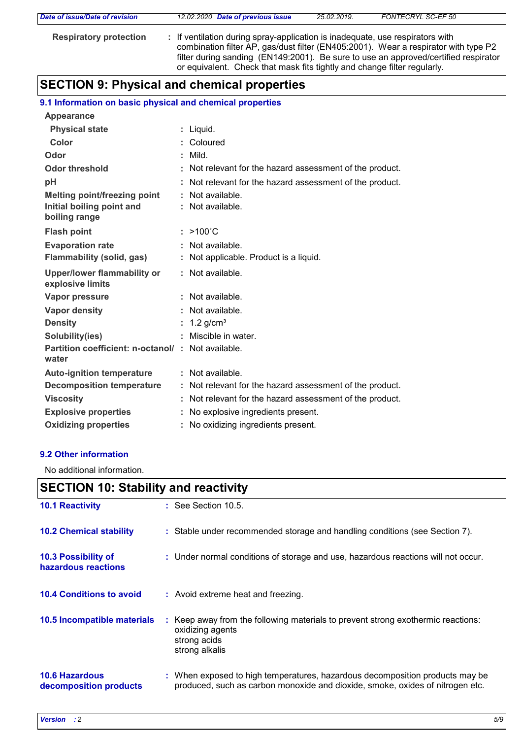**Respiratory protection** : If ventilation during spray-application is inadequate, use respirators with combination filter AP, gas/dust filter (EN405:2001). Wear a respirator with type P2 filter during sanding (EN149:2001). Be sure to use an approved/certified respirator or equivalent. Check that mask fits tightly and change filter regularly.

## SECTION 9: Physical and chemical properties

### 9.1 Information on basic physical and chemical properties

| | |
|---|---|
| **Appearance** | |
| **Physical state** | : Liquid. |
| **Color** | : Coloured |
| **Odor** | : Mild. |
| **Odor threshold** | : Not relevant for the hazard assessment of the product. |
| **pH** | : Not relevant for the hazard assessment of the product. |
| **Melting point/freezing point** | : Not available. |
| **Initial boiling point and boiling range** | : Not available. |
| **Flash point** | : >100˚C |
| **Evaporation rate** | : Not available. |
| **Flammability (solid, gas)** | : Not applicable. Product is a liquid. |
| **Upper/lower flammability or explosive limits** | : Not available. |
| **Vapor pressure** | : Not available. |
| **Vapor density** | : Not available. |
| **Density** | : 1.2 g/cm³ |
| **Solubility(ies)** | : Miscible in water. |
| **Partition coefficient: n-octanol/ water** | : Not available. |
| **Auto-ignition temperature** | : Not available. |
| **Decomposition temperature** | : Not relevant for the hazard assessment of the product. |
| **Viscosity** | : Not relevant for the hazard assessment of the product. |
| **Explosive properties** | : No explosive ingredients present. |
| **Oxidizing properties** | : No oxidizing ingredients present. |

### 9.2 Other information

No additional information.

## SECTION 10: Stability and reactivity

**10.1 Reactivity** : See Section 10.5.

**10.2 Chemical stability** : Stable under recommended storage and handling conditions (see Section 7).

**10.3 Possibility of hazardous reactions** : Under normal conditions of storage and use, hazardous reactions will not occur.

**10.4 Conditions to avoid** : Avoid extreme heat and freezing.

**10.5 Incompatible materials** : Keep away from the following materials to prevent strong exothermic reactions:
oxidizing agents
strong acids
strong alkalis

**10.6 Hazardous decomposition products** : When exposed to high temperatures, hazardous decomposition products may be produced, such as carbon monoxide and dioxide, smoke, oxides of nitrogen etc.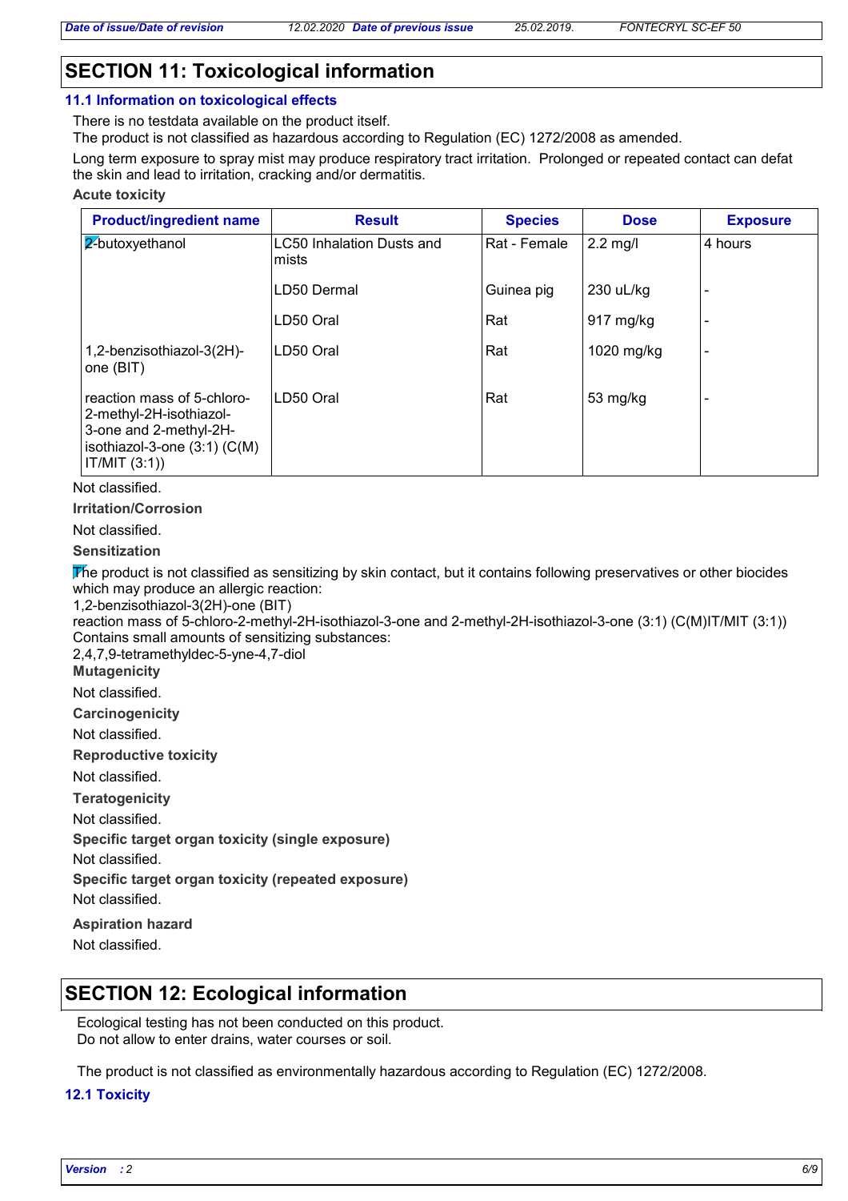## SECTION 11: Toxicological information

### 11.1 Information on toxicological effects

There is no testdata available on the product itself.
The product is not classified as hazardous according to Regulation (EC) 1272/2008 as amended.

Long term exposure to spray mist may produce respiratory tract irritation. Prolonged or repeated contact can defat the skin and lead to irritation, cracking and/or dermatitis.

**Acute toxicity**

| Product/ingredient name | Result | Species | Dose | Exposure |
|---|---|---|---|---|
| 2-butoxyethanol | LC50 Inhalation Dusts and mists | Rat - Female | 2.2 mg/l | 4 hours |
| | LD50 Dermal | Guinea pig | 230 uL/kg | - |
| | LD50 Oral | Rat | 917 mg/kg | - |
| 1,2-benzisothiazol-3(2H)-one (BIT) | LD50 Oral | Rat | 1020 mg/kg | - |
| reaction mass of 5-chloro-2-methyl-2H-isothiazol-3-one and 2-methyl-2H-isothiazol-3-one (3:1) (C(M)IT/MIT (3:1)) | LD50 Oral | Rat | 53 mg/kg | - |

Not classified.

**Irritation/Corrosion**

Not classified.

**Sensitization**

The product is not classified as sensitizing by skin contact, but it contains following preservatives or other biocides which may produce an allergic reaction:
1,2-benzisothiazol-3(2H)-one (BIT)
reaction mass of 5-chloro-2-methyl-2H-isothiazol-3-one and 2-methyl-2H-isothiazol-3-one (3:1) (C(M)IT/MIT (3:1))
Contains small amounts of sensitizing substances:
2,4,7,9-tetramethyldec-5-yne-4,7-diol

**Mutagenicity**

Not classified.

**Carcinogenicity**

Not classified.

**Reproductive toxicity**

Not classified.

**Teratogenicity**

Not classified.

**Specific target organ toxicity (single exposure)**

Not classified.

**Specific target organ toxicity (repeated exposure)**

Not classified.

**Aspiration hazard**

Not classified.

## SECTION 12: Ecological information

Ecological testing has not been conducted on this product.
Do not allow to enter drains, water courses or soil.

The product is not classified as environmentally hazardous according to Regulation (EC) 1272/2008.

### 12.1 Toxicity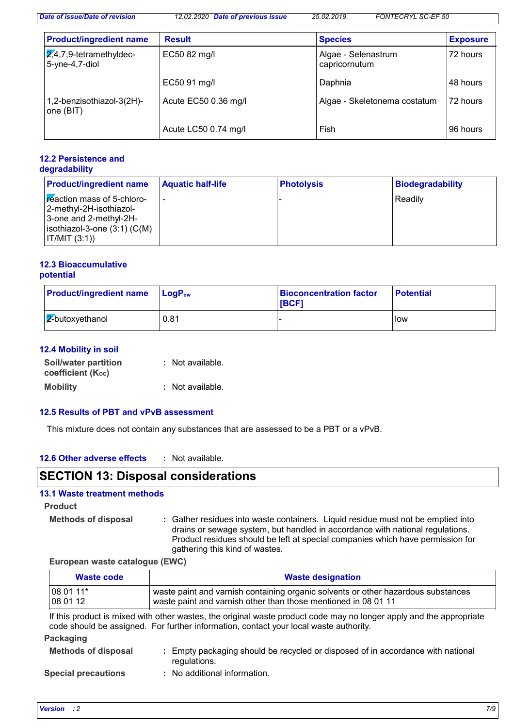| Product/ingredient name | Result | Species | Exposure |
|---|---|---|---|
| 2,4,7,9-tetramethyldec-5-yne-4,7-diol | EC50 82 mg/l | Algae - Selenastrum capricornutum | 72 hours |
| | EC50 91 mg/l | Daphnia | 48 hours |
| 1,2-benzisothiazol-3(2H)-one (BIT) | Acute EC50 0.36 mg/l | Algae - Skeletonema costatum | 72 hours |
| | Acute LC50 0.74 mg/l | Fish | 96 hours |

### 12.2 Persistence and degradability

| Product/ingredient name | Aquatic half-life | Photolysis | Biodegradability |
|---|---|---|---|
| reaction mass of 5-chloro-2-methyl-2H-isothiazol-3-one and 2-methyl-2H-isothiazol-3-one (3:1) (C(M)IT/MIT (3:1)) | - | - | Readily |

### 12.3 Bioaccumulative potential

| Product/ingredient name | $LogP_{ow}$ | Bioconcentration factor [BCF] | Potential |
|---|---|---|---|
| 2-butoxyethanol | 0.81 | - | low |

### 12.4 Mobility in soil

**Soil/water partition coefficient ($K_{OC}$)** : Not available.

**Mobility** : Not available.

### 12.5 Results of PBT and vPvB assessment

This mixture does not contain any substances that are assessed to be a PBT or a vPvB.

### 12.6 Other adverse effects : Not available.

## SECTION 13: Disposal considerations

### 13.1 Waste treatment methods

**Product**

**Methods of disposal** : Gather residues into waste containers. Liquid residue must not be emptied into drains or sewage system, but handled in accordance with national regulations. Product residues should be left at special companies which have permission for gathering this kind of wastes.

**European waste catalogue (EWC)**

| Waste code | Waste designation |
|---|---|
| 08 01 11*<br>08 01 12 | waste paint and varnish containing organic solvents or other hazardous substances<br>waste paint and varnish other than those mentioned in 08 01 11 |

If this product is mixed with other wastes, the original waste product code may no longer apply and the appropriate code should be assigned. For further information, contact your local waste authority.

**Packaging**

**Methods of disposal** : Empty packaging should be recycled or disposed of in accordance with national regulations.

**Special precautions** : No additional information.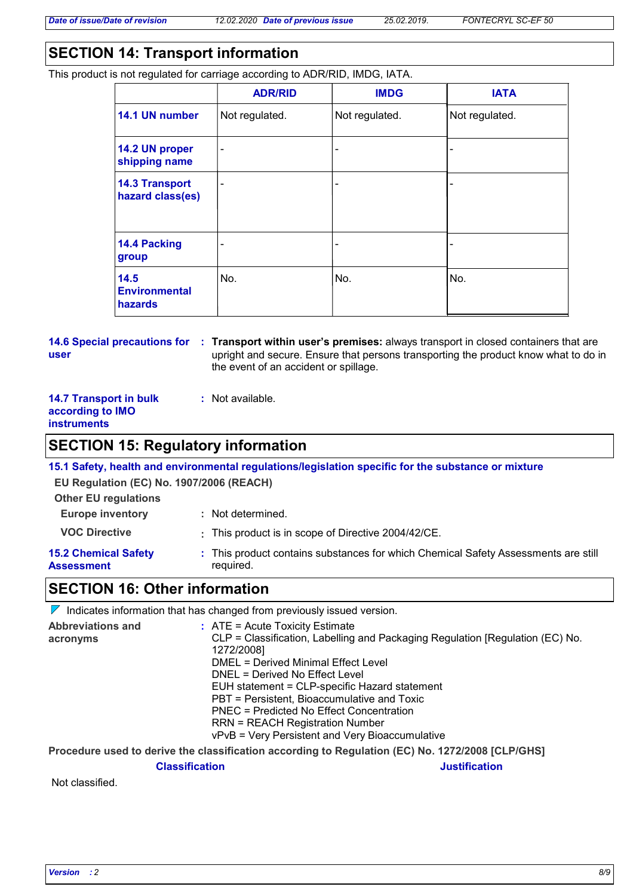## SECTION 14: Transport information

This product is not regulated for carriage according to ADR/RID, IMDG, IATA.

| | ADR/RID | IMDG | IATA |
|---|---|---|---|
| **14.1 UN number** | Not regulated. | Not regulated. | Not regulated. |
| **14.2 UN proper shipping name** | - | - | - |
| **14.3 Transport hazard class(es)** | - | - | - |
| **14.4 Packing group** | - | - | - |
| **14.5 Environmental hazards** | No. | No. | No. |

**14.6 Special precautions for user** : **Transport within user's premises:** always transport in closed containers that are upright and secure. Ensure that persons transporting the product know what to do in the event of an accident or spillage.

**14.7 Transport in bulk according to IMO instruments** : Not available.

## SECTION 15: Regulatory information

### 15.1 Safety, health and environmental regulations/legislation specific for the substance or mixture

**EU Regulation (EC) No. 1907/2006 (REACH)**

**Other EU regulations**

**Europe inventory** : Not determined.

**VOC Directive** : This product is in scope of Directive 2004/42/CE.

**15.2 Chemical Safety Assessment** : This product contains substances for which Chemical Safety Assessments are still required.

## SECTION 16: Other information

Indicates information that has changed from previously issued version.

**Abbreviations and acronyms** : ATE = Acute Toxicity Estimate
CLP = Classification, Labelling and Packaging Regulation [Regulation (EC) No. 1272/2008]
DMEL = Derived Minimal Effect Level
DNEL = Derived No Effect Level
EUH statement = CLP-specific Hazard statement
PBT = Persistent, Bioaccumulative and Toxic
PNEC = Predicted No Effect Concentration
RRN = REACH Registration Number
vPvB = Very Persistent and Very Bioaccumulative

**Procedure used to derive the classification according to Regulation (EC) No. 1272/2008 [CLP/GHS]**

| Classification | Justification |
|---|---|
| Not classified. | |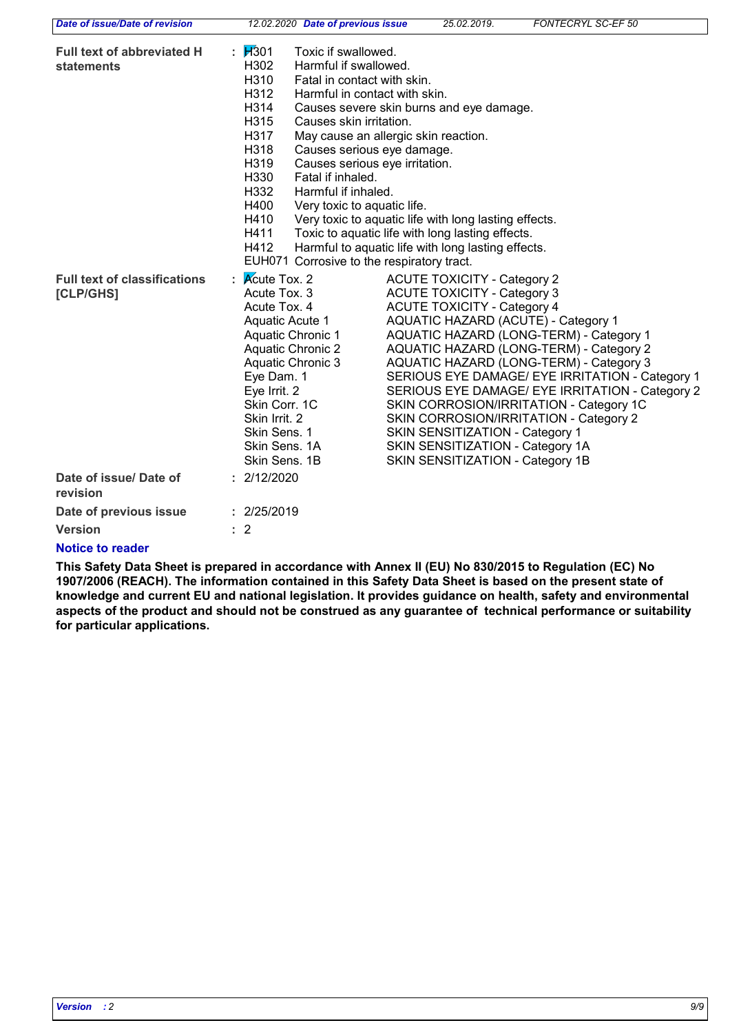**Full text of abbreviated H statements** :

| | |
|---|---|
| H301 | Toxic if swallowed. |
| H302 | Harmful if swallowed. |
| H310 | Fatal in contact with skin. |
| H312 | Harmful in contact with skin. |
| H314 | Causes severe skin burns and eye damage. |
| H315 | Causes skin irritation. |
| H317 | May cause an allergic skin reaction. |
| H318 | Causes serious eye damage. |
| H319 | Causes serious eye irritation. |
| H330 | Fatal if inhaled. |
| H332 | Harmful if inhaled. |
| H400 | Very toxic to aquatic life. |
| H410 | Very toxic to aquatic life with long lasting effects. |
| H411 | Toxic to aquatic life with long lasting effects. |
| H412 | Harmful to aquatic life with long lasting effects. |
| EUH071 | Corrosive to the respiratory tract. |

**Full text of classifications [CLP/GHS]** :

| | |
|---|---|
| Acute Tox. 2 | ACUTE TOXICITY - Category 2 |
| Acute Tox. 3 | ACUTE TOXICITY - Category 3 |
| Acute Tox. 4 | ACUTE TOXICITY - Category 4 |
| Aquatic Acute 1 | AQUATIC HAZARD (ACUTE) - Category 1 |
| Aquatic Chronic 1 | AQUATIC HAZARD (LONG-TERM) - Category 1 |
| Aquatic Chronic 2 | AQUATIC HAZARD (LONG-TERM) - Category 2 |
| Aquatic Chronic 3 | AQUATIC HAZARD (LONG-TERM) - Category 3 |
| Eye Dam. 1 | SERIOUS EYE DAMAGE/ EYE IRRITATION - Category 1 |
| Eye Irrit. 2 | SERIOUS EYE DAMAGE/ EYE IRRITATION - Category 2 |
| Skin Corr. 1C | SKIN CORROSION/IRRITATION - Category 1C |
| Skin Irrit. 2 | SKIN CORROSION/IRRITATION - Category 2 |
| Skin Sens. 1 | SKIN SENSITIZATION - Category 1 |
| Skin Sens. 1A | SKIN SENSITIZATION - Category 1A |
| Skin Sens. 1B | SKIN SENSITIZATION - Category 1B |

**Date of issue/ Date of revision** : 2/12/2020

**Date of previous issue** : 2/25/2019

**Version** : 2

## Notice to reader

**This Safety Data Sheet is prepared in accordance with Annex II (EU) No 830/2015 to Regulation (EC) No 1907/2006 (REACH). The information contained in this Safety Data Sheet is based on the present state of knowledge and current EU and national legislation. It provides guidance on health, safety and environmental aspects of the product and should not be construed as any guarantee of technical performance or suitability for particular applications.**